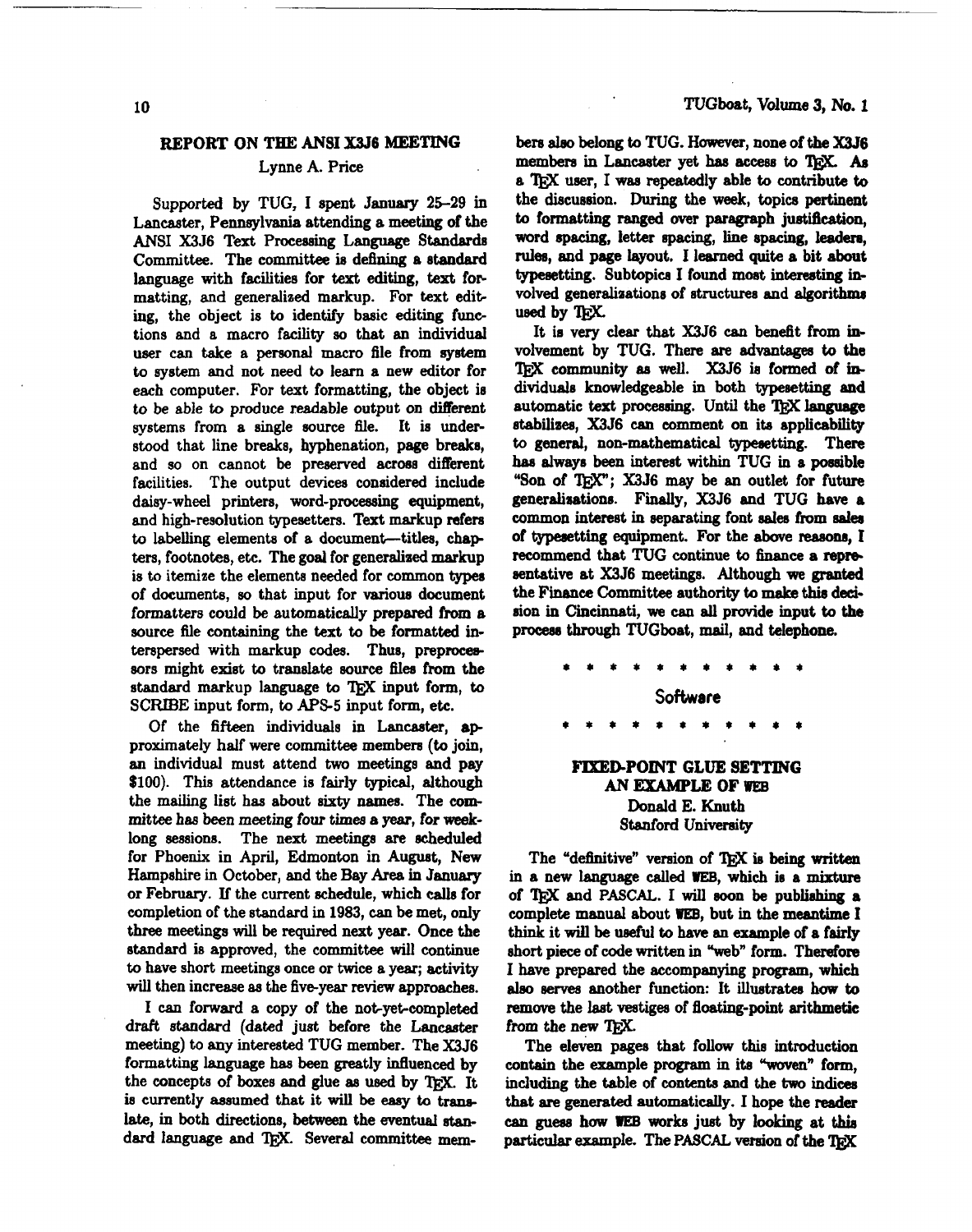## REPORT ON THE ANSI X3J6 MEETING

Lynne A. Price

Supported by TUG, I spent January 25–29 in Lancaster, Pennsylvania attending a meeting of the ANSI X3J6 Text Processing Language Standards Committee. The committee is defining a standard language with facilities for text editing, text formatting, and generalized markup. For text editing, the object is to identify basic editing functions and a macro facility so that an individual user can take a personal macro file from system to system and not need to learn a new editor for each computer. For text formatting, the object is to be able to produce readable output on different systems from a single source file. It is understood that line breaks, hyphenation, page breaks, and so on cannot be preserved across different facilities. The output devices considered include daisy-wheel printers, word-processing equipment, and high-resolution typesetters. Text markup refers to labelling elements of a document—titles, chapters, footnotes, etc. The goal for generalized markup is to itemize the elements needed for common types of documents, so that input for various document formatters could be automatically prepared from a source file containing the text to be formatted interspersed with markup codes. Thus, preprocessors might exist to translate source files from the standard markup language to TeX input form, to SCRIBE input form, to APS-5 input form, etc.

Of the fifteen individuals in Lancaster, approximately half were committee members (to join, an individual must attend two meetings and pay $100). This attendance is fairly typical, although the mailing list has about sixty names. The committee has been meeting four times a year, for week-long sessions. The next meetings are scheduled for Phoenix in April, Edmonton in August, New Hampshire in October, and the Bay Area in January or February. If the current schedule, which calls for completion of the standard in 1983, can be met, only three meetings will be required next year. Once the standard is approved, the committee will continue to have short meetings once or twice a year; activity will then increase as the five-year review approaches.

I can forward a copy of the not-yet-completed draft standard (dated just before the Lancaster meeting) to any interested TUG member. The X3J6 formatting language has been greatly influenced by the concepts of boxes and glue as used by TeX. It is currently assumed that it will be easy to translate, in both directions, between the eventual standard language and TeX. Several committee members also belong to TUG. However, none of the X3J6 members in Lancaster yet has access to TeX. As a TeX user, I was repeatedly able to contribute to the discussion. During the week, topics pertinent to formatting ranged over paragraph justification, word spacing, letter spacing, line spacing, leaders, rules, and page layout. I learned quite a bit about typesetting. Subtopics I found most interesting involved generalizations of structures and algorithms used by TeX.

It is very clear that X3J6 can benefit from involvement by TUG. There are advantages to the TeX community as well. X3J6 is formed of individuals knowledgeable in both typesetting and automatic text processing. Until the TeX language stabilizes, X3J6 can comment on its applicability to general, non-mathematical typesetting. There has always been interest within TUG in a possible "Son of TeX"; X3J6 may be an outlet for future generalizations. Finally, X3J6 and TUG have a common interest in separating font sales from sales of typesetting equipment. For the above reasons, I recommend that TUG continue to finance a representative at X3J6 meetings. Although we granted the Finance Committee authority to make this decision in Cincinnati, we can all provide input to the process through TUGboat, mail, and telephone.

* * * * * * * * * * * *

# Software

* * * * * * * * * * * *

## FIXED-POINT GLUE SETTING AN EXAMPLE OF WEB

Donald E. Knuth
Stanford University

The "definitive" version of TeX is being written in a new language called WEB, which is a mixture of TeX and PASCAL. I will soon be publishing a complete manual about WEB, but in the meantime I think it will be useful to have an example of a fairly short piece of code written in "web" form. Therefore I have prepared the accompanying program, which also serves another function: It illustrates how to remove the last vestiges of floating-point arithmetic from the new TeX.

The eleven pages that follow this introduction contain the example program in its "woven" form, including the table of contents and the two indices that are generated automatically. I hope the reader can guess how WEB works just by looking at this particular example. The PASCAL version of the TeX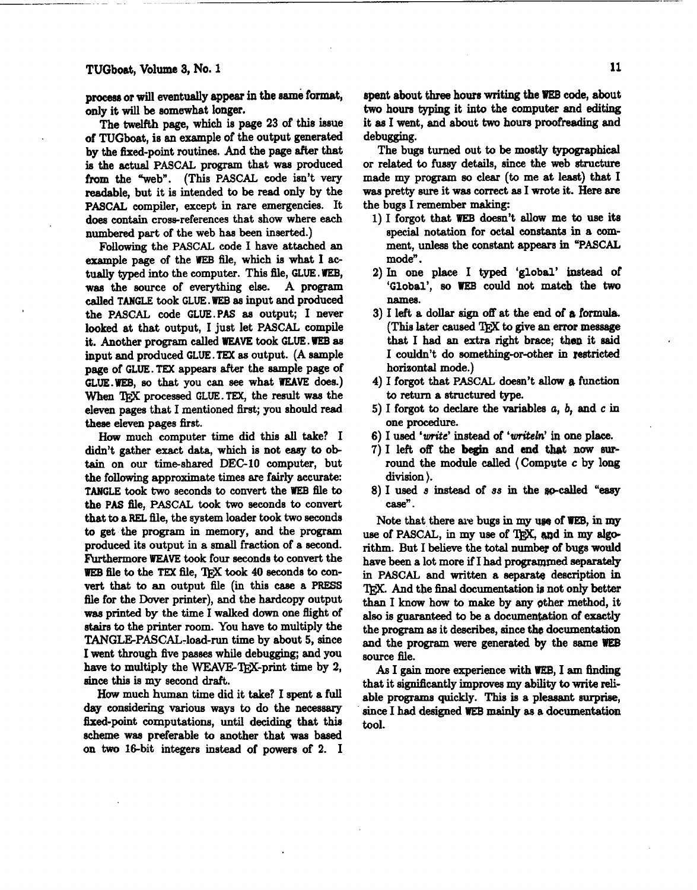process or will eventually appear in the same format, only it will be somewhat longer.

The twelfth page, which is page 23 of this issue of TUGboat, is an example of the output generated by the fixed-point routines. And the page after that is the actual PASCAL program that was produced from the "web". (This PASCAL code isn't very readable, but it is intended to be read only by the PASCAL compiler, except in rare emergencies. It does contain cross-references that show where each numbered part of the web has been inserted.)

Following the PASCAL code I have attached an example page of the WEB file, which is what I actually typed into the computer. This file, GLUE.WEB, was the source of everything else. A program called TANGLE took GLUE.WEB as input and produced the PASCAL code GLUE.PAS as output; I never looked at that output, I just let PASCAL compile it. Another program called WEAVE took GLUE.WEB as input and produced GLUE.TEX as output. (A sample page of GLUE.TEX appears after the sample page of GLUE.WEB, so that you can see what WEAVE does.) When TEX processed GLUE.TEX, the result was the eleven pages that I mentioned first; you should read these eleven pages first.

How much computer time did this all take? I didn't gather exact data, which is not easy to obtain on our time-shared DEC-10 computer, but the following approximate times are fairly accurate: TANGLE took two seconds to convert the WEB file to the PAS file, PASCAL took two seconds to convert that to a REL file, the system loader took two seconds to get the program in memory, and the program produced its output in a small fraction of a second. Furthermore WEAVE took four seconds to convert the WEB file to the TEX file, TEX took 40 seconds to convert that to an output file (in this case a PRESS file for the Dover printer), and the hardcopy output was printed by the time I walked down one flight of stairs to the printer room. You have to multiply the TANGLE-PASCAL-load-run time by about 5, since I went through five passes while debugging; and you have to multiply the WEAVE-TEX-print time by 2, since this is my second draft.

How much human time did it take? I spent a full day considering various ways to do the necessary fixed-point computations, until deciding that this scheme was preferable to another that was based on two 16-bit integers instead of powers of 2. I spent about three hours writing the WEB code, about two hours typing it into the computer and editing it as I went, and about two hours proofreading and debugging.

The bugs turned out to be mostly typographical or related to fussy details, since the web structure made my program so clear (to me at least) that I was pretty sure it was correct as I wrote it. Here are the bugs I remember making:

1) I forgot that WEB doesn't allow me to use its special notation for octal constants in a comment, unless the constant appears in "PASCAL mode".
2) In one place I typed 'global' instead of 'Global', so WEB could not match the two names.
3) I left a dollar sign off at the end of a formula. (This later caused TEX to give an error message that I had an extra right brace; then it said I couldn't do something-or-other in restricted horizontal mode.)
4) I forgot that PASCAL doesn't allow a function to return a structured type.
5) I forgot to declare the variables $a$, $b$, and $c$ in one procedure.
6) I used '*write*' instead of '*writeln*' in one place.
7) I left off the **begin** and **end** that now surround the module called ⟨Compute $c$ by long division⟩.
8) I used $s$ instead of $ss$ in the so-called "easy case".

Note that there are bugs in my use of WEB, in my use of PASCAL, in my use of TEX, and in my algorithm. But I believe the total number of bugs would have been a lot more if I had programmed separately in PASCAL and written a separate description in TEX. And the final documentation is not only better than I know how to make by any other method, it also is guaranteed to be a documentation of exactly the program as it describes, since the documentation and the program were generated by the same WEB source file.

As I gain more experience with WEB, I am finding that it significantly improves my ability to write reliable programs quickly. This is a pleasant surprise, since I had designed WEB mainly as a documentation tool.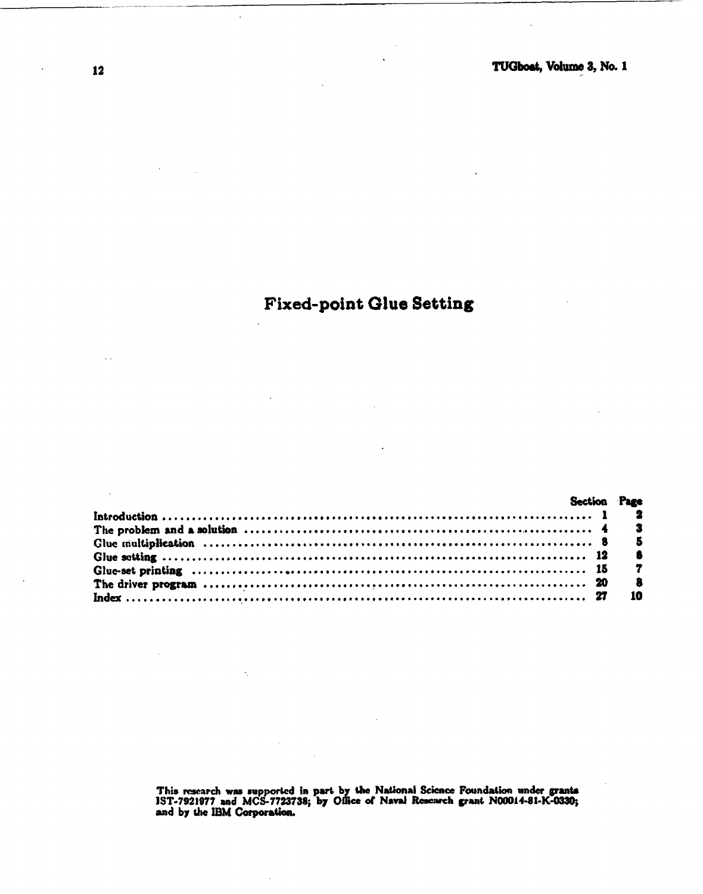# Fixed-point Glue Setting

| | Section | Page |
|---|---|---|
| Introduction | 1 | 2 |
| The problem and a solution | 4 | 3 |
| Glue multiplication | 8 | 5 |
| Glue setting | 12 | 6 |
| Glue-set printing | 15 | 7 |
| The driver program | 20 | 8 |
| Index | 27 | 10 |

This research was supported in part by the National Science Foundation under grants IST-7921977 and MCS-7723738; by Office of Naval Research grant N00014-81-K-0330; and by the IBM Corporation.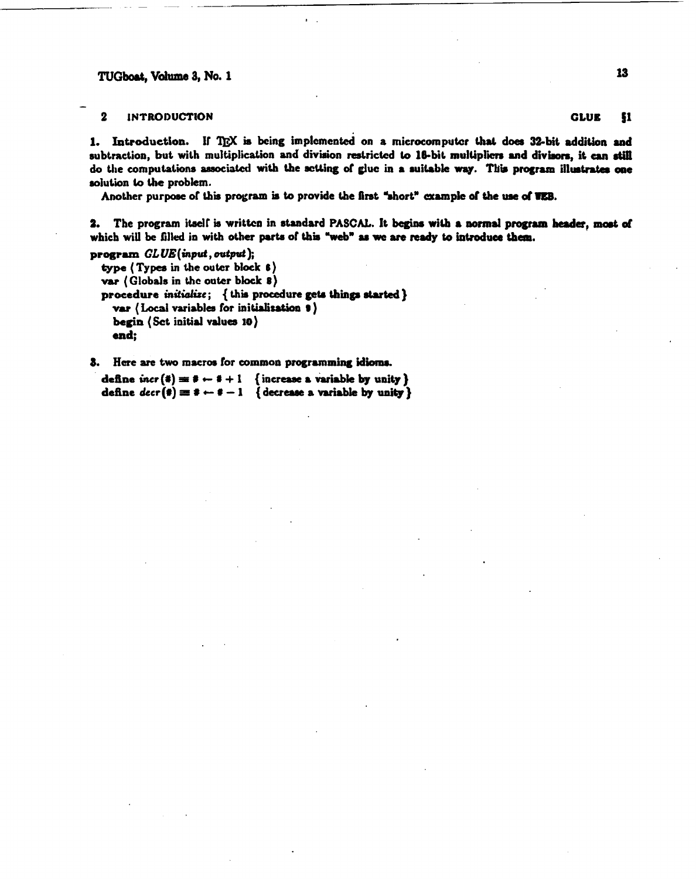2 INTRODUCTION GLUE §1

**1. Introduction.** If TEX is being implemented on a microcomputer that does 32-bit addition and subtraction, but with multiplication and division restricted to 16-bit multipliers and divisors, it can still do the computations associated with the setting of glue in a suitable way. This program illustrates one solution to the problem.

Another purpose of this program is to provide the first "short" example of the use of WEB.

**2.** The program itself is written in standard PASCAL. It begins with a normal program header, most of which will be filled in with other parts of this "web" as we are ready to introduce them.

```
program GLUE(input, output);
  type ⟨Types in the outer block 6⟩
  var ⟨Globals in the outer block 8⟩
  procedure initialize;  { this procedure gets things started }
    var ⟨Local variables for initialization 9⟩
    begin ⟨Set initial values 10⟩
    end;
```

**3.** Here are two macros for common programming idioms.

```
define incr(#) ≡ # ← # + 1   { increase a variable by unity }
define decr(#) ≡ # ← # − 1   { decrease a variable by unity }
```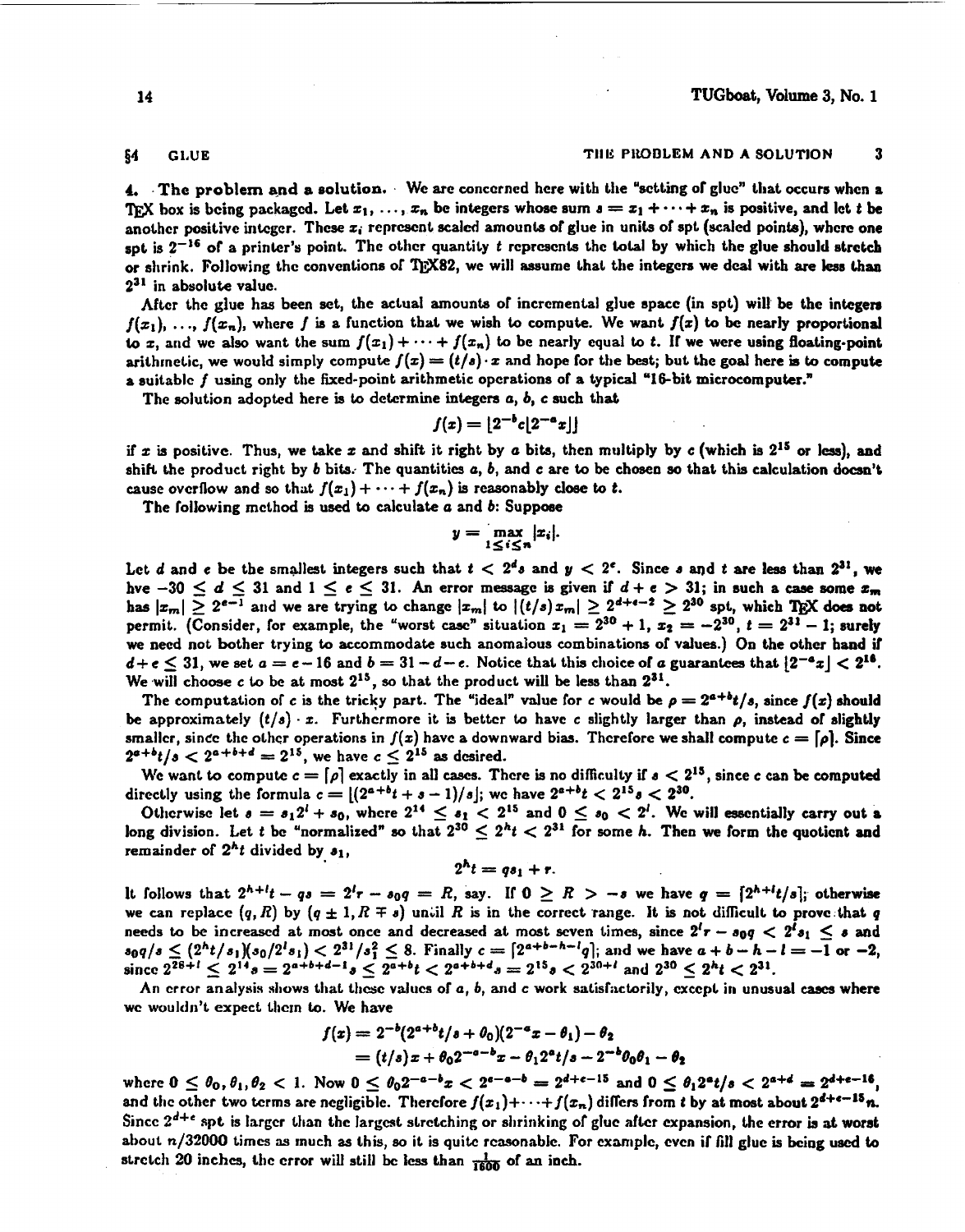§4 GLUE — THE PROBLEM AND A SOLUTION 3

**4. The problem and a solution.** We are concerned here with the "setting of glue" that occurs when a TeX box is being packaged. Let $x_1, \ldots, x_n$ be integers whose sum $s = x_1 + \cdots + x_n$ is positive, and let $t$ be another positive integer. These $x_i$ represent scaled amounts of glue in units of spt (scaled points), where one spt is $2^{-16}$ of a printer's point. The other quantity $t$ represents the total by which the glue should stretch or shrink. Following the conventions of TeX82, we will assume that the integers we deal with are less than $2^{31}$ in absolute value.

After the glue has been set, the actual amounts of incremental glue space (in spt) will be the integers $f(x_1), \ldots, f(x_n)$, where $f$ is a function that we wish to compute. We want $f(x)$ to be nearly proportional to $x$, and we also want the sum $f(x_1) + \cdots + f(x_n)$ to be nearly equal to $t$. If we were using floating-point arithmetic, we would simply compute $f(x) = (t/s) \cdot x$ and hope for the best; but the goal here is to compute a suitable $f$ using only the fixed-point arithmetic operations of a typical "16-bit microcomputer."

The solution adopted here is to determine integers $a$, $b$, $c$ such that

$$f(x) = \lfloor 2^{-b} c \lfloor 2^{-a} x \rfloor \rfloor$$

if $x$ is positive. Thus, we take $x$ and shift it right by $a$ bits, then multiply by $c$ (which is $2^{15}$ or less), and shift the product right by $b$ bits. The quantities $a$, $b$, and $c$ are to be chosen so that this calculation doesn't cause overflow and so that $f(x_1) + \cdots + f(x_n)$ is reasonably close to $t$.

The following method is used to calculate $a$ and $b$: Suppose

$$y = \max_{1 \le i \le n} |x_i|.$$

Let $d$ and $e$ be the smallest integers such that $t < 2^d s$ and $y < 2^e$. Since $s$ and $t$ are less than $2^{31}$, we hve $-30 \le d \le 31$ and $1 \le e \le 31$. An error message is given if $d + e > 31$; in such a case some $x_m$ has $|x_m| \ge 2^{e-1}$ and we are trying to change $|x_m|$ to $|(t/s)x_m| \ge 2^{d+e-2} \ge 2^{30}$ spt, which TeX does not permit. (Consider, for example, the "worst case" situation $x_1 = 2^{30} + 1$, $x_2 = -2^{30}$, $t = 2^{31} - 1$; surely we need not bother trying to accommodate such anomalous combinations of values.) On the other hand if $d + e \le 31$, we set $a = e - 16$ and $b = 31 - d - e$. Notice that this choice of $a$ guarantees that $\lfloor 2^{-a} x \rfloor < 2^{16}$. We will choose $c$ to be at most $2^{15}$, so that the product will be less than $2^{31}$.

The computation of $c$ is the tricky part. The "ideal" value for $c$ would be $\rho = 2^{a+b} t/s$, since $f(x)$ should be approximately $(t/s) \cdot x$. Furthermore it is better to have $c$ slightly larger than $\rho$, instead of slightly smaller, since the other operations in $f(x)$ have a downward bias. Therefore we shall compute $c = \lceil \rho \rceil$. Since $2^{a+b} t/s < 2^{a+b+d} = 2^{15}$, we have $c \le 2^{15}$ as desired.

We want to compute $c = \lceil \rho \rceil$ exactly in all cases. There is no difficulty if $s < 2^{15}$, since $c$ can be computed directly using the formula $c = \lfloor (2^{a+b} t + s - 1)/s \rfloor$; we have $2^{a+b} t < 2^{15} s < 2^{30}$.

Otherwise let $s = s_1 2^l + s_0$, where $2^{14} \le s_1 < 2^{15}$ and $0 \le s_0 < 2^l$. We will essentially carry out a long division. Let $t$ be "normalized" so that $2^{30} \le 2^h t < 2^{31}$ for some $h$. Then we form the quotient and remainder of $2^h t$ divided by $s_1$,

$$2^h t = q s_1 + r.$$

It follows that $2^{h+l} t - qs = 2^l r - s_0 q = R$, say. If $0 \ge R > -s$ we have $q = \lceil 2^{h+l} t/s \rceil$; otherwise we can replace $(q, R)$ by $(q \pm 1, R \mp s)$ until $R$ is in the correct range. It is not difficult to prove that $q$ needs to be increased at most once and decreased at most seven times, since $2^l r - s_0 q < 2^l s_1 \le s$ and $s_0 q/s \le (2^h t/s_1)(s_0/2^l s_1) < 2^{31}/s_1^2 \le 8$. Finally $c = \lceil 2^{a+b-h-l} q \rceil$; and we have $a + b - h - l = -1$ or $-2$, since $2^{28+l} \le 2^{14} s = 2^{a+b+d-1} s \le 2^{a+b} t < 2^{a+b+d} s = 2^{15} s < 2^{30+l}$ and $2^{30} \le 2^h t < 2^{31}$.

An error analysis shows that these values of $a$, $b$, and $c$ work satisfactorily, except in unusual cases where we wouldn't expect them to. We have

$$\begin{aligned} f(x) &= 2^{-b}(2^{a+b} t/s + \theta_0)(2^{-a} x - \theta_1) - \theta_2 \\ &= (t/s)x + \theta_0 2^{-a-b} x - \theta_1 2^a t/s - 2^{-b} \theta_0 \theta_1 - \theta_2 \end{aligned}$$

where $0 \le \theta_0, \theta_1, \theta_2 < 1$. Now $0 \le \theta_0 2^{-a-b} x < 2^{e-a-b} = 2^{d+e-15}$ and $0 \le \theta_1 2^a t/s < 2^{a+d} = 2^{d+e-16}$, and the other two terms are negligible. Therefore $f(x_1) + \cdots + f(x_n)$ differs from $t$ by at most about $2^{d+e-15} n$. Since $2^{d+e}$ spt is larger than the largest stretching or shrinking of glue after expansion, the error is at worst about $n/32000$ times as much as this, so it is quite reasonable. For example, even if fill glue is being used to stretch 20 inches, the error will still be less than $\frac{1}{1600}$ of an inch.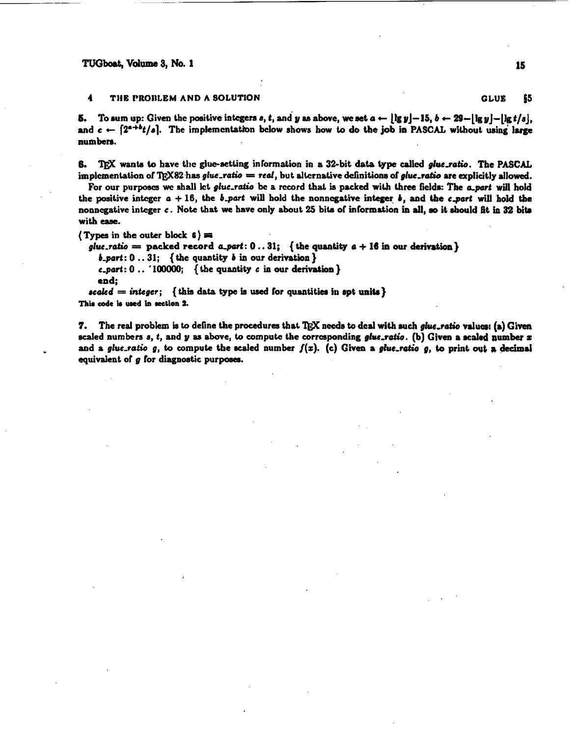**5.** To sum up: Given the positive integers $s$, $t$, and $y$ as above, we set $a \leftarrow \lfloor \lg y \rfloor - 15$, $b \leftarrow 29 - \lfloor \lg y \rfloor - \lfloor \lg t/s \rfloor$, and $c \leftarrow \lceil 2^{a+b} t/s \rceil$. The implementation below shows how to do the job in PASCAL without using large numbers.

**6.** TEX wants to have the glue-setting information in a 32-bit data type called *glue_ratio*. The PASCAL implementation of TEX82 has *glue_ratio* = *real*, but alternative definitions of *glue_ratio* are explicitly allowed.

For our purposes we shall let *glue_ratio* be a record that is packed with three fields: The *a_part* will hold the positive integer $a + 16$, the *b_part* will hold the nonnegative integer $b$, and the *c_part* will hold the nonnegative integer $c$. Note that we have only about 25 bits of information in all, so it should fit in 32 bits with ease.

```
⟨Types in the outer block 6⟩ ≡
  glue_ratio = packed record a_part: 0 .. 31;  { the quantity a + 16 in our derivation }
    b_part: 0 .. 31;  { the quantity b in our derivation }
    c_part: 0 .. '100000;  { the quantity c in our derivation }
    end;
  scaled = integer;  { this data type is used for quantities in spt units }
This code is used in section 2.
```

**7.** The real problem is to define the procedures that TEX needs to deal with such *glue_ratio* values: (a) Given scaled numbers $s$, $t$, and $y$ as above, to compute the corresponding *glue_ratio*. (b) Given a scaled number $x$ and a *glue_ratio* $g$, to compute the scaled number $f(x)$. (c) Given a *glue_ratio* $g$, to print out a decimal equivalent of $g$ for diagnostic purposes.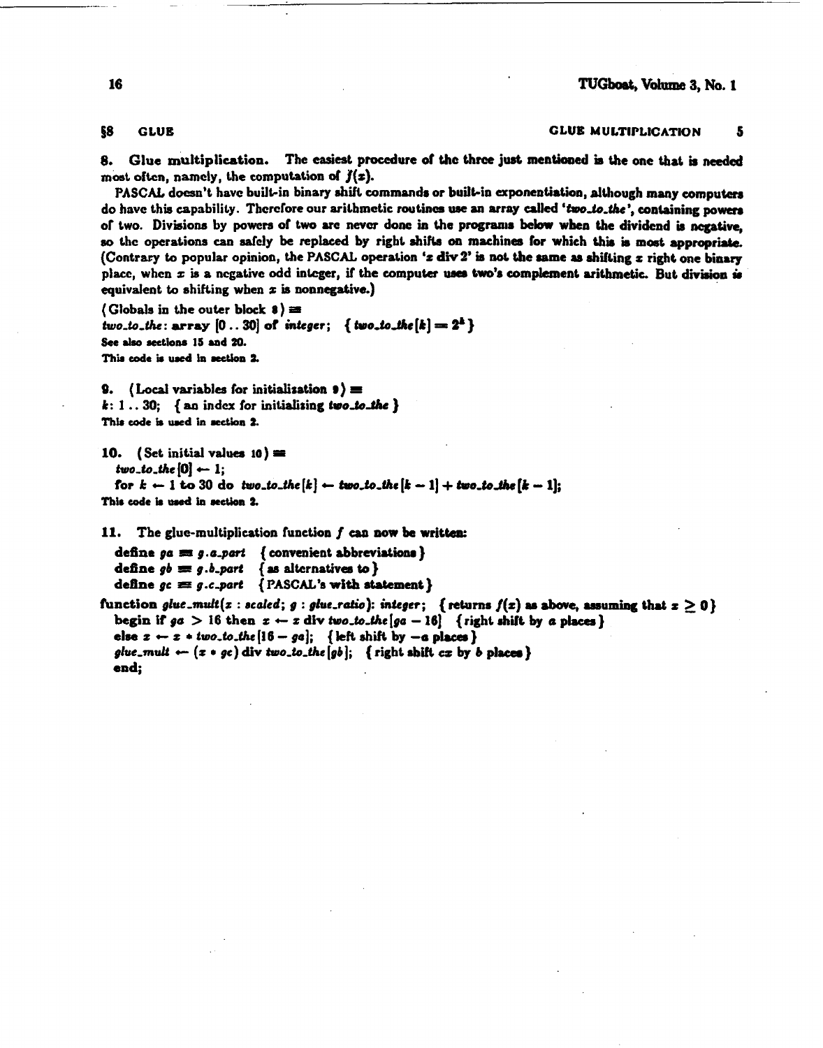§8 GLUE GLUE MULTIPLICATION 5

**8. Glue multiplication.** The easiest procedure of the three just mentioned is the one that is needed most often, namely, the computation of $f(x)$.

PASCAL doesn't have built-in binary shift commands or built-in exponentiation, although many computers do have this capability. Therefore our arithmetic routines use an array called '*two_to_the*', containing powers of two. Divisions by powers of two are never done in the programs below when the dividend is negative, so the operations can safely be replaced by right shifts on machines for which this is most appropriate. (Contrary to popular opinion, the PASCAL operation '$x$ **div** 2' is not the same as shifting $x$ right one binary place, when $x$ is a negative odd integer, if the computer uses two's complement arithmetic. But division is equivalent to shifting when $x$ is nonnegative.)

```
⟨Globals in the outer block 8⟩ ≡
two_to_the: array [0 .. 30] of integer;  { two_to_the[k] = 2^k }
```

See also sections 15 and 20.
This code is used in section 2.

**9.**
```
⟨Local variables for initialization 9⟩ ≡
k: 1 .. 30;  { an index for initializing two_to_the }
```

This code is used in section 2.

**10.**
```
⟨Set initial values 10⟩ ≡
  two_to_the[0] ← 1;
  for k ← 1 to 30 do two_to_the[k] ← two_to_the[k − 1] + two_to_the[k − 1];
```

This code is used in section 2.

**11.** The glue-multiplication function $f$ can now be written:

```
  define ga ≡ g.a_part  { convenient abbreviations }
  define gb ≡ g.b_part  { as alternatives to }
  define gc ≡ g.c_part  { PASCAL's with statement }
function glue_mult(x : scaled; g : glue_ratio): integer;  { returns f(x) as above, assuming that x ≥ 0 }
  begin if ga > 16 then x ← x div two_to_the[ga − 16]  { right shift by a places }
  else x ← x * two_to_the[16 − ga];  { left shift by −a places }
  glue_mult ← (x * gc) div two_to_the[gb];  { right shift cx by b places }
  end;
```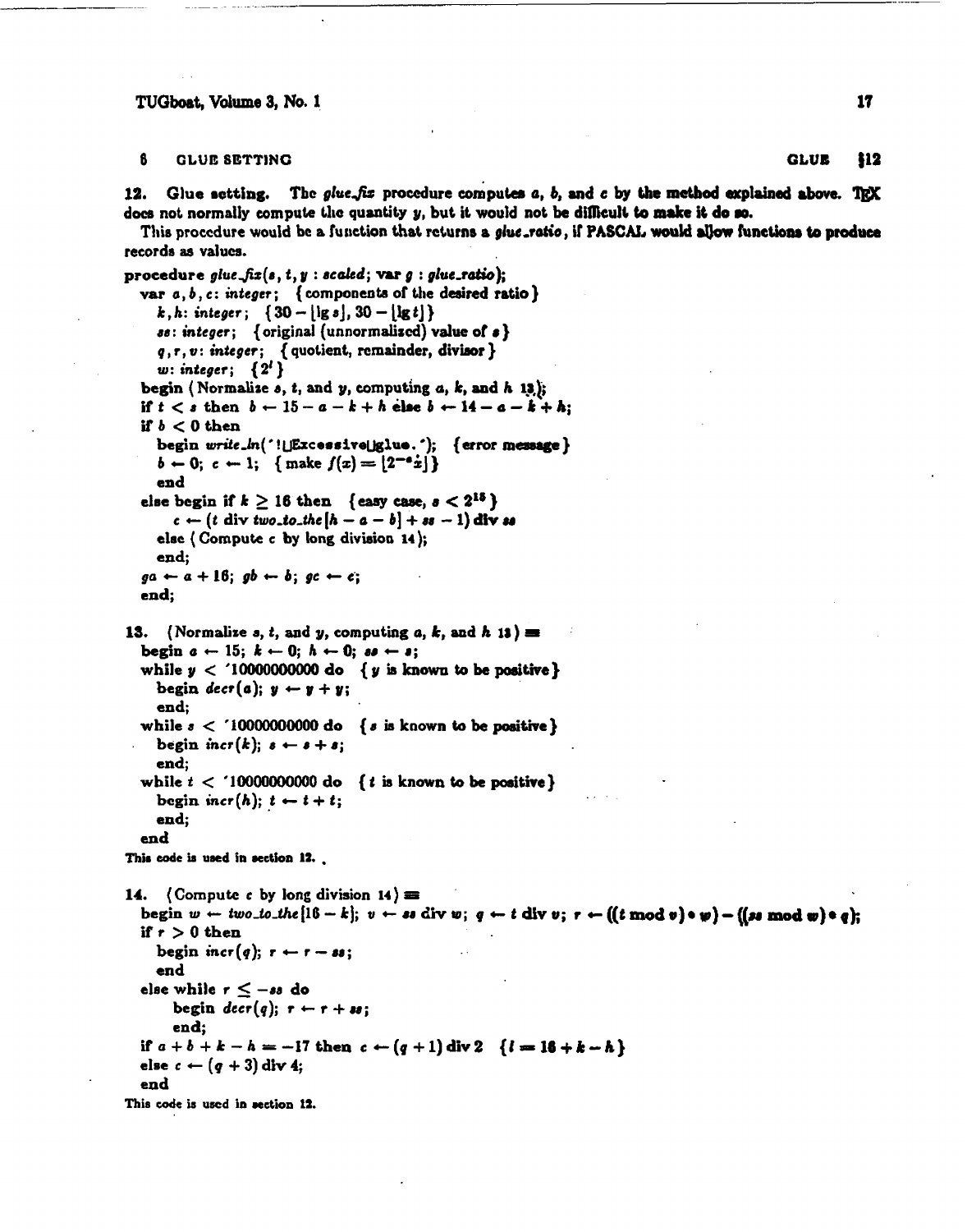**6 GLUE SETTING** — **GLUE §12**

**12. Glue setting.** The *glue_fix* procedure computes *a*, *b*, and *c* by the method explained above. TeX does not normally compute the quantity *y*, but it would not be difficult to make it do so.

This procedure would be a function that returns a *glue_ratio*, if PASCAL would allow functions to produce records as values.

```
procedure glue_fix(s, t, y : scaled; var g : glue_ratio);
  var a, b, c: integer;  { components of the desired ratio }
    k, h: integer;  { 30 − ⌊lg s⌋, 30 − ⌊lg t⌋ }
    ss: integer;  { original (unnormalized) value of s }
    q, r, v: integer;  { quotient, remainder, divisor }
    w: integer;  { 2^l }
  begin ⟨Normalize s, t, and y, computing a, k, and h 13⟩;
  if t < s then b ← 15 − a − k + h else b ← 14 − a − k + h;
  if b < 0 then
    begin write_ln('!␣Excessive␣glue.');  { error message }
    b ← 0; c ← 1;  { make f(x) = ⌊2^{−a}x⌋ }
    end
  else begin if k ≥ 16 then  { easy case, s < 2^15 }
      c ← (t div two_to_the[h − a − b] + ss − 1) div ss
    else ⟨Compute c by long division 14⟩;
    end;
  ga ← a + 16; gb ← b; gc ← c;
  end;
```

**13.** ⟨Normalize $s$, $t$, and $y$, computing $a$, $k$, and $h$ 13⟩ ≡

```
  begin a ← 15; k ← 0; h ← 0; ss ← s;
  while y < '10000000000 do  { y is known to be positive }
    begin decr(a); y ← y + y;
    end;
  while s < '10000000000 do  { s is known to be positive }
    begin incr(k); s ← s + s;
    end;
  while t < '10000000000 do  { t is known to be positive }
    begin incr(h); t ← t + t;
    end;
  end
```

This code is used in section 12.

**14.** ⟨Compute $c$ by long division 14⟩ ≡

```
  begin w ← two_to_the[16 − k]; v ← ss div w; q ← t div v; r ← ((t mod v) * w) − ((ss mod w) * q);
  if r > 0 then
    begin incr(q); r ← r − ss;
    end
  else while r ≤ −ss do
      begin decr(q); r ← r + ss;
      end;
  if a + b + k − h = −17 then c ← (q + 1) div 2  { l = 16 + k − h }
  else c ← (q + 3) div 4;
  end
```

This code is used in section 12.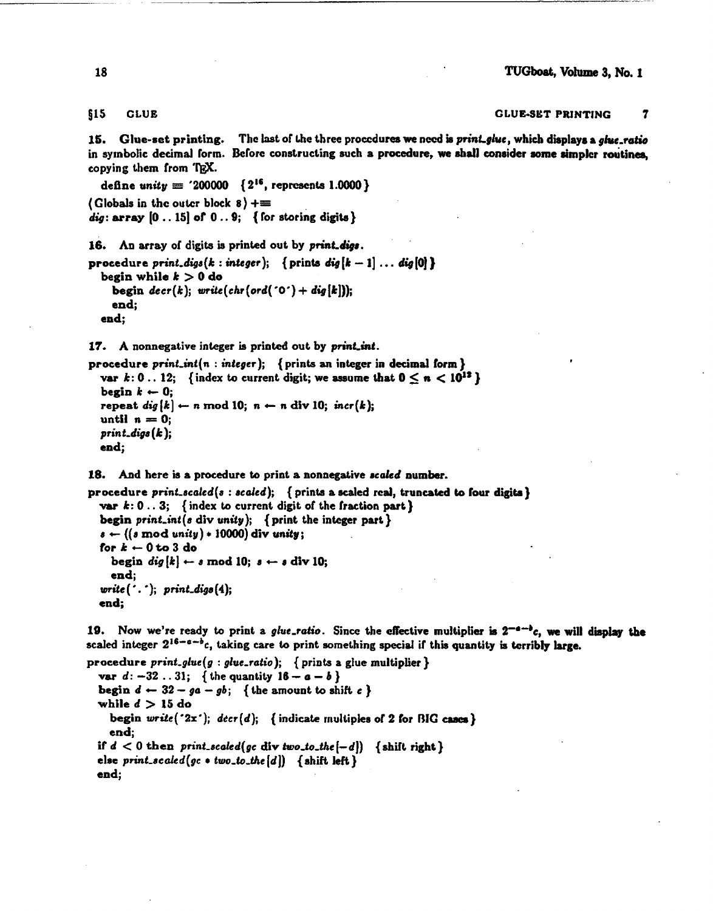§15 CLUE GLUE-SET PRINTING 7

**15. Glue-set printing.** The last of the three procedures we need is *print_glue*, which displays a *glue_ratio* in symbolic decimal form. Before constructing such a procedure, we shall consider some simpler routines, copying them from TeX.

```
define unity ≡ '200000   {2^16, represents 1.0000}
⟨Globals in the outer block 8⟩ +≡
dig: array [0 .. 15] of 0 .. 9;   {for storing digits}
```

**16.** An array of digits is printed out by *print_digs*.

```
procedure print_digs(k : integer);   {prints dig[k − 1] ... dig[0]}
  begin while k > 0 do
    begin decr(k); write(chr(ord('0') + dig[k]));
    end;
  end;
```

**17.** A nonnegative integer is printed out by *print_int*.

```
procedure print_int(n : integer);   {prints an integer in decimal form}
  var k: 0 .. 12;   {index to current digit; we assume that 0 ≤ n < 10^12}
  begin k ← 0;
  repeat dig[k] ← n mod 10; n ← n div 10; incr(k);
  until n = 0;
  print_digs(k);
  end;
```

**18.** And here is a procedure to print a nonnegative *scaled* number.

```
procedure print_scaled(s : scaled);   {prints a scaled real, truncated to four digits}
  var k: 0 .. 3;   {index to current digit of the fraction part}
  begin print_int(s div unity);   {print the integer part}
  s ← ((s mod unity) * 10000) div unity;
  for k ← 0 to 3 do
    begin dig[k] ← s mod 10; s ← s div 10;
    end;
  write('.'); print_digs(4);
  end;
```

**19.** Now we're ready to print a *glue_ratio*. Since the effective multiplier is $2^{-a-b}c$, we will display the scaled integer $2^{16-a-b}c$, taking care to print something special if this quantity is terribly large.

```
procedure print_glue(g : glue_ratio);   {prints a glue multiplier}
  var d: −32 .. 31;   {the quantity 16 − a − b}
  begin d ← 32 − ga − gb;   {the amount to shift c}
  while d > 15 do
    begin write('2x'); decr(d);   {indicate multiples of 2 for BIG cases}
    end;
  if d < 0 then print_scaled(gc div two_to_the[−d])   {shift right}
  else print_scaled(gc * two_to_the[d])   {shift left}
  end;
```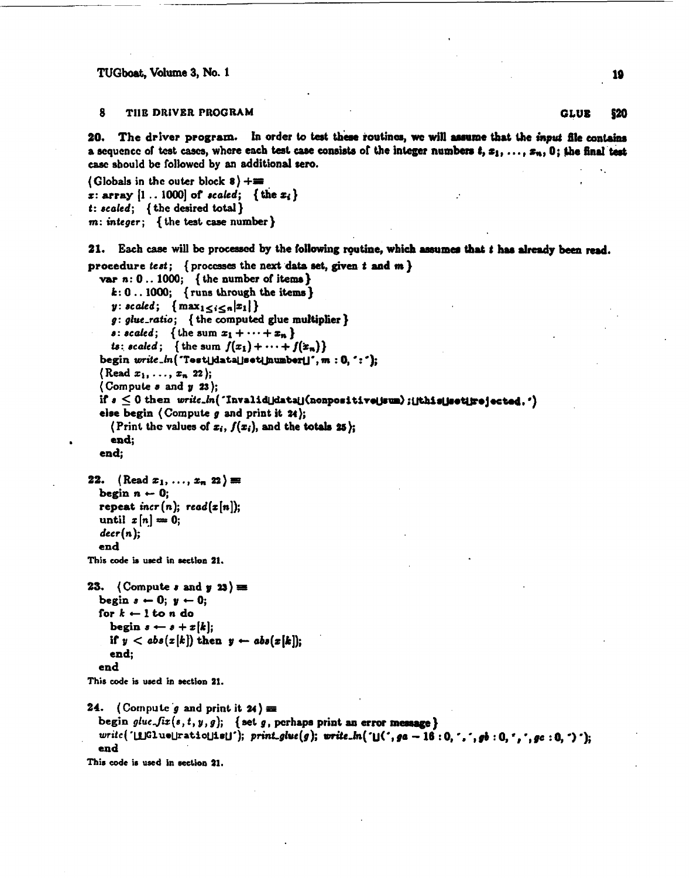**20. The driver program.** In order to test these routines, we will assume that the *input* file contains a sequence of test cases, where each test case consists of the integer numbers $t$, $x_1$, ..., $x_n$, 0; the final test case should be followed by an additional zero.

```
⟨Globals in the outer block 8⟩ +≡
x: array [1 .. 1000] of scaled;  { the x_i }
t: scaled;  { the desired total }
m: integer;  { the test case number }
```

**21.** Each case will be processed by the following routine, which assumes that $t$ has already been read.

```
procedure test;  { processes the next data set, given t and m }
  var n: 0 .. 1000;  { the number of items }
    k: 0 .. 1000;  { runs through the items }
    y: scaled;  { max_{1≤i≤n} |x_i| }
    g: glue_ratio;  { the computed glue multiplier }
    s: scaled;  { the sum x_1 + ··· + x_n }
    ts: scaled;  { the sum f(x_1) + ··· + f(x_n) }
  begin write_ln('Test␣data␣set␣number␣', m : 0, ':');
  ⟨Read x_1, ..., x_n 22⟩;
  ⟨Compute s and y 23⟩;
  if s ≤ 0 then write_ln('Invalid␣data␣(nonpositive␣sum);␣this␣set␣rejected.')
  else begin ⟨Compute g and print it 24⟩;
    ⟨Print the values of x_i, f(x_i), and the totals 25⟩;
    end;
  end;
```

**22.** ⟨Read $x_1$, ..., $x_n$ 22⟩ ≡

```
  begin n ← 0;
  repeat incr(n); read(x[n]);
  until x[n] = 0;
  decr(n);
  end
```

This code is used in section 21.

**23.** ⟨Compute $s$ and $y$ 23⟩ ≡

```
  begin s ← 0; y ← 0;
  for k ← 1 to n do
    begin s ← s + x[k];
    if y < abs(x[k]) then y ← abs(x[k]);
    end;
  end
```

This code is used in section 21.

**24.** ⟨Compute $g$ and print it 24⟩ ≡

```
  begin glue_fix(s, t, y, g);  { set g, perhaps print an error message }
  write('␣␣Glue␣ratio␣is␣'); print_glue(g); write_ln('␣(', ga − 16 : 0, ',', gb : 0, ',', gc : 0, ')');
  end
```

This code is used in section 21.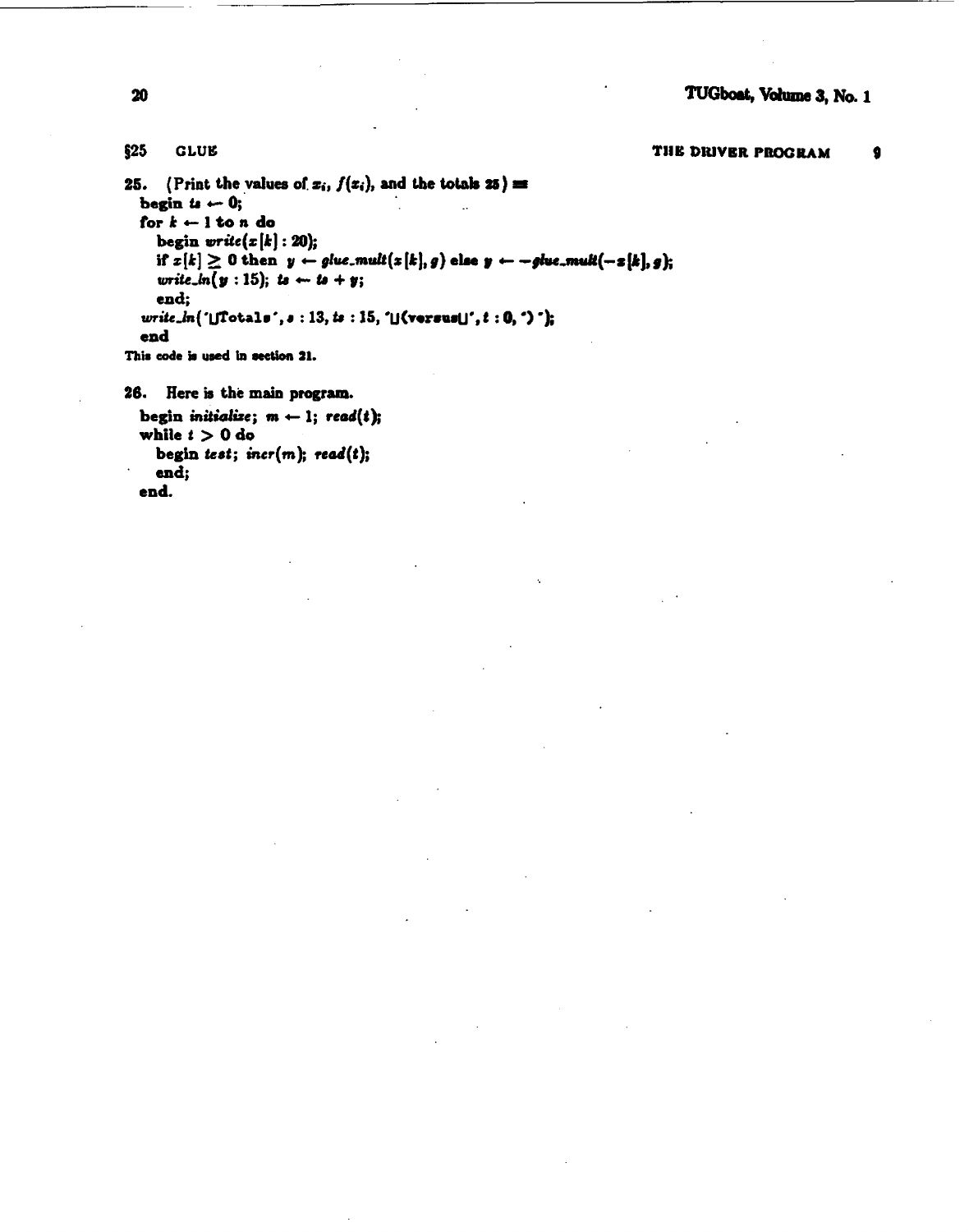**25.** ⟨Print the values of $x_i$, $f(x_i)$, and the totals 25⟩ ≡

```
begin ts ← 0;
for k ← 1 to n do
  begin write(x[k] : 20);
  if x[k] ≥ 0 then y ← glue_mult(x[k], g) else y ← −glue_mult(−x[k], g);
  write_ln(y : 15); ts ← ts + y;
  end;
write_ln('␣Totals', s : 13, ts : 15, '␣(versus␣', t : 0, ')');
end
```

This code is used in section 21.

**26.** Here is the main program.

```
begin initialize; m ← 1; read(t);
while t > 0 do
  begin test; incr(m); read(t);
  end;
end.
```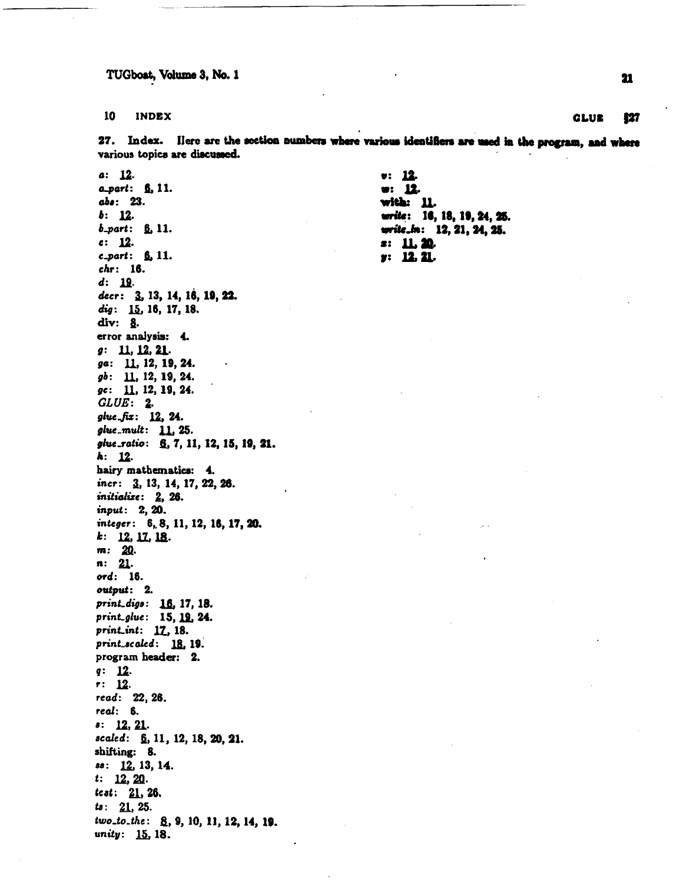10 INDEX GLUE §27

**27. Index.** Here are the section numbers where various identifiers are used in the program, and where various topics are discussed.

*a*: <u>12</u>.
*a_part*: <u>6</u>, 11.
*abs*: 23.
*b*: <u>12</u>.
*b_part*: <u>6</u>, 11.
*c*: <u>12</u>.
*c_part*: <u>6</u>, 11.
*chr*: 16.
*d*: <u>19</u>.
*decr*: <u>3</u>, 13, 14, 16, 19, 22.
*dig*: <u>15</u>, 16, 17, 18.
div: <u>8</u>.
error analysis: 4.
*g*: <u>11</u>, <u>12</u>, <u>21</u>.
*ga*: <u>11</u>, 12, 19, 24.
*gb*: <u>11</u>, 12, 19, 24.
*gc*: <u>11</u>, 12, 19, 24.
*GLUE*: <u>2</u>.
*glue_fix*: <u>12</u>, 24.
*glue_mult*: <u>11</u>, 25.
*glue_ratio*: <u>6</u>, 7, 11, 12, 15, 19, 21.
*h*: <u>12</u>.
hairy mathematics: 4.
*incr*: <u>3</u>, 13, 14, 17, 22, 26.
*initialize*: <u>2</u>, 26.
*input*: 2, 20.
*integer*: 6, 8, 11, 12, 16, 17, 20.
*k*: <u>12</u>, <u>17</u>, <u>18</u>.
*m*: <u>20</u>.
*n*: <u>21</u>.
*ord*: 16.
*output*: 2.
*print_digs*: <u>16</u>, 17, 18.
*print_glue*: 15, <u>19</u>, 24.
*print_int*: <u>17</u>, 18.
*print_scaled*: <u>18</u>, 19.
program header: 2.
*q*: <u>12</u>.
*r*: <u>12</u>.
*read*: 22, 26.
*real*: 6.
*s*: <u>12</u>, <u>21</u>.
*scaled*: <u>6</u>, 11, 12, 18, 20, 21.
shifting: 8.
*ss*: <u>12</u>, 13, 14.
*t*: <u>12</u>, <u>20</u>.
*test*: <u>21</u>, 26.
*ts*: <u>21</u>, 25.
*two_to_the*: <u>8</u>, 9, 10, 11, 12, 14, 19.
*unity*: <u>15</u>, 18.
*v*: <u>12</u>.
*w*: <u>12</u>.
**with**: <u>11</u>.
*write*: 16, 18, 19, 24, 25.
*write_ln*: 12, 21, 24, 25.
*x*: <u>11</u>, <u>20</u>.
*y*: <u>12</u>, <u>21</u>.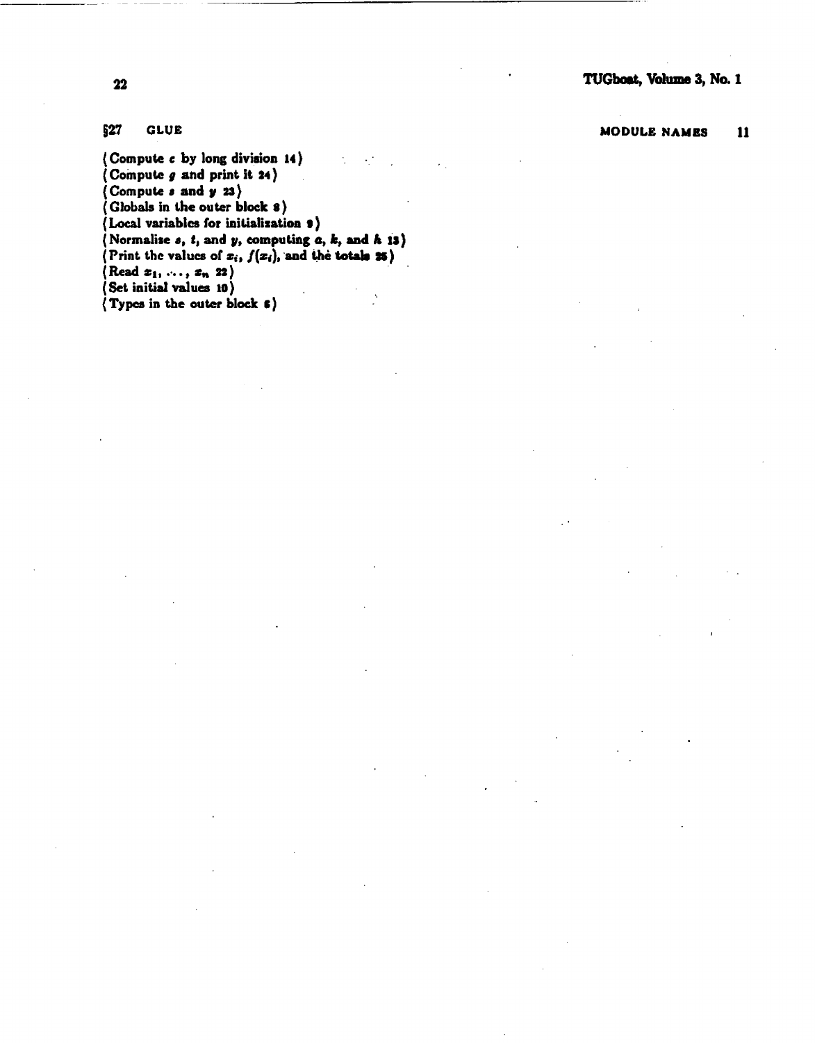§27 GLUE

MODULE NAMES 11

⟨Compute $e$ by long division 14⟩
⟨Compute $g$ and print it 24⟩
⟨Compute $s$ and $y$ 23⟩
⟨Globals in the outer block 8⟩
⟨Local variables for initialization 9⟩
⟨Normalize $s$, $t$, and $y$, computing $a$, $k$, and $h$ 13⟩
⟨Print the values of $x_i$, $f(x_i)$, and the totals 25⟩
⟨Read $x_1, \ldots, x_n$ 22⟩
⟨Set initial values 10⟩
⟨Types in the outer block 6⟩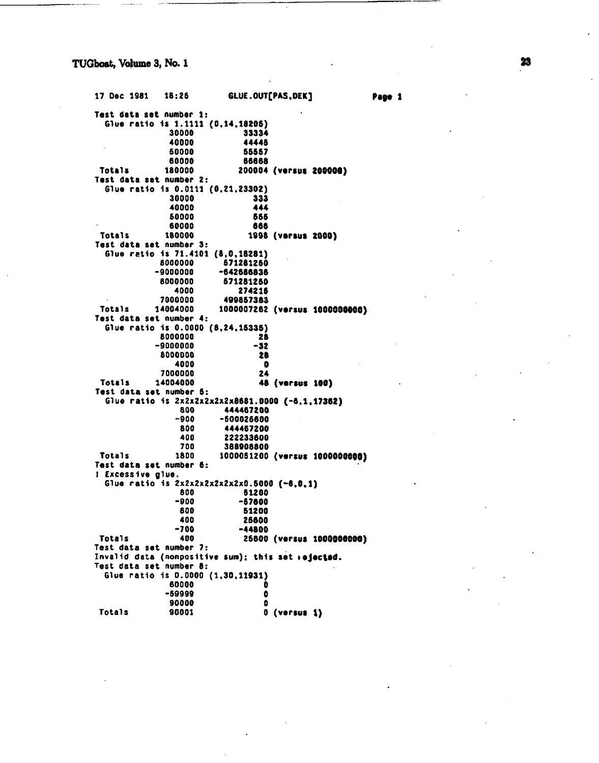```
17 Dec 1981   18:25        GLUE.OUT[PAS,DEK]              Page 1

Test data set number 1:
  Glue ratio is 1.1111 (0,14,18205)
               30000           33334
               40000           44445
               50000           55557
               60000           66668
 Totals       180000          200004 (versus 200000)
Test data set number 2:
  Glue ratio is 0.0111 (0,21,23302)
               30000             333
               40000             444
               50000             555
               60000             666
 Totals       180000            1998 (versus 2000)
Test data set number 3:
  Glue ratio is 71.4101 (8,0,18281)
             8000000       571281250
            -9000000      -642686836
             8000000       571281250
                4000          274216
             7000000       499857383
 Totals     14004000      1000007262 (versus 1000000000)
Test data set number 4:
  Glue ratio is 0.0000 (8,24,15335)
             8000000              28
            -9000000             -32
             8000000              28
                4000               0
             7000000              24
 Totals     14004000              48 (versus 100)
Test data set number 5:
  Glue ratio is 2x2x2x2x2x2x8681.0000 (-6,1,17362)
                 800       444467200
                -900      -500025600
                 800       444467200
                 400       222233600
                 700       388908800
 Totals         1800      1000051200 (versus 1000000000)
Test data set number 6:
! Excessive glue.
  Glue ratio is 2x2x2x2x2x2x0.5000 (-6,0,1)
                 800           51200
                -900          -57600
                 800           51200
                 400           25600
                -700          -44800
 Totals          400           25600 (versus 1000000000)
Test data set number 7:
Invalid data (nonpositive sum); this set rejected.
Test data set number 8:
  Glue ratio is 0.0000 (1,30,11931)
               60000               0
              -59999               0
               90000               0
 Totals        90001               0 (versus 1)
```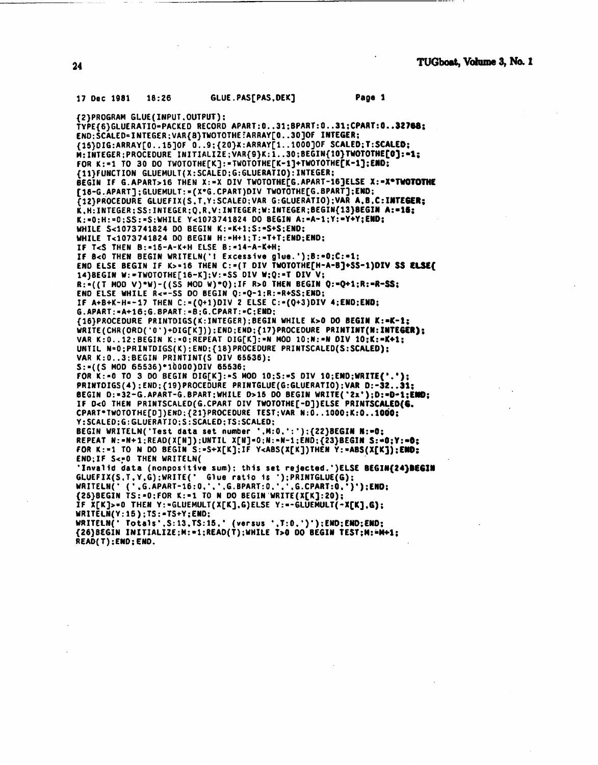```
17 Dec 1981    18:26        GLUE.PAS[PAS,DEK]            Page 1

{2}PROGRAM GLUE(INPUT,OUTPUT);
TYPE{6}GLUERATIO=PACKED RECORD APART:0..31;BPART:0..31;CPART:0..32768;
END;SCALED=INTEGER;VAR{8}TWOTOTHE:ARRAY[0..30]OF INTEGER;
{15}DIG:ARRAY[0..15]OF 0..9;{20}X:ARRAY[1..1000]OF SCALED;T:SCALED;
M:INTEGER;PROCEDURE INITIALIZE;VAR{9}K:1..30;BEGIN{10}TWOTOTHE[0]:=1;
FOR K:=1 TO 30 DO TWOTOTHE[K]:=TWOTOTHE[K-1]+TWOTOTHE[K-1];END;
{11}FUNCTION GLUEMULT(X:SCALED;G:GLUERATIO):INTEGER;
BEGIN IF G.APART>16 THEN X:=X DIV TWOTOTHE[G.APART-16]ELSE X:=X*TWOTOTHE
[16-G.APART];GLUEMULT:=(X*G.CPART)DIV TWOTOTHE[G.BPART];END;
{12}PROCEDURE GLUEFIX(S,T,Y:SCALED;VAR G:GLUERATIO);VAR A,B,C:INTEGER;
K,H:INTEGER;SS:INTEGER;Q,R,V:INTEGER;W:INTEGER;BEGIN{13}BEGIN A:=15;
K:=0;H:=0;SS:=S;WHILE Y<1073741824 DO BEGIN A:=A-1;Y:=Y+Y;END;
WHILE S<1073741824 DO BEGIN K:=K+1;S:=S+S;END;
WHILE T<1073741824 DO BEGIN H:=H+1;T:=T+T;END;END;
IF T<S THEN B:=15-A-K+H ELSE B:=14-A-K+H;
IF B<0 THEN BEGIN WRITELN('! Excessive glue.');B:=0;C:=1;
END ELSE BEGIN IF K>=16 THEN C:=(T DIV TWOTOTHE[H-A-B]+SS-1)DIV SS ELSE{
14}BEGIN W:=TWOTOTHE[16-K];V:=SS DIV W;Q:=T DIV V;
R:=((T MOD V)*W)-((SS MOD W)*Q);IF R>0 THEN BEGIN Q:=Q+1;R:=R-SS;
END ELSE WHILE R<=-SS DO BEGIN Q:=Q-1;R:=R+SS;END;
IF A+B+K-H=-17 THEN C:=(Q+1)DIV 2 ELSE C:=(Q+3)DIV 4;END;END;
G.APART:=A+16;G.BPART:=B;G.CPART:=C;END;
{16}PROCEDURE PRINTDIGS(K:INTEGER);BEGIN WHILE K>0 DO BEGIN K:=K-1;
WRITE(CHR(ORD('0')+DIG[K]));END;END;{17}PROCEDURE PRINTINT(N:INTEGER);
VAR K:0..12;BEGIN K:=0;REPEAT DIG[K]:=N MOD 10;N:=N DIV 10;K:=K+1;
UNTIL N=0;PRINTDIGS(K);END;{18}PROCEDURE PRINTSCALED(S:SCALED);
VAR K:0..3;BEGIN PRINTINT(S DIV 65536);
S:=((S MOD 65536)*10000)DIV 65536;
FOR K:=0 TO 3 DO BEGIN DIG[K]:=S MOD 10;S:=S DIV 10;END;WRITE('.');
PRINTDIGS(4);END;{19}PROCEDURE PRINTGLUE(G:GLUERATIO);VAR D:-32..31;
BEGIN D:=32-G.APART-G.BPART;WHILE D>15 DO BEGIN WRITE('2x');D:=D-1;END;
IF D<0 THEN PRINTSCALED(G.CPART DIV TWOTOTHE[-D])ELSE PRINTSCALED(G.
CPART*TWOTOTHE[D])END;{21}PROCEDURE TEST;VAR N:0..1000;K:0..1000;
Y:SCALED;G:GLUERATIO;S:SCALED;TS:SCALED;
BEGIN WRITELN('Test data set number ',M:0,':');{22}BEGIN N:=0;
REPEAT N:=N+1;READ(X[N]);UNTIL X[N]=0;N:=N-1;END;{23}BEGIN S:=0;Y:=0;
FOR K:=1 TO N DO BEGIN S:=S+X[K];IF Y<ABS(X[K])THEN Y:=ABS(X[K]);END;
END;IF S<=0 THEN WRITELN(
'Invalid data (nonpositive sum); this set rejected.')ELSE BEGIN{24}BEGIN
GLUEFIX(S,T,Y,G);WRITE('  Glue ratio is ');PRINTGLUE(G);
WRITELN(' (',G.APART-16:0,',',G.BPART:0,',',G.CPART:0,')');END;
{25}BEGIN TS:=0;FOR K:=1 TO N DO BEGIN WRITE(X[K]:20);
IF X[K]>=0 THEN Y:=GLUEMULT(X[K],G)ELSE Y:=-GLUEMULT(-X[K],G);
WRITELN(Y:15);TS:=TS+Y;END;
WRITELN(' Totals',S:13,TS:15,' (versus ',T:0,')');END;END;END;
{26}BEGIN INITIALIZE;M:=1;READ(T);WHILE T>0 DO BEGIN TEST;M:=M+1;
READ(T);END;END.
```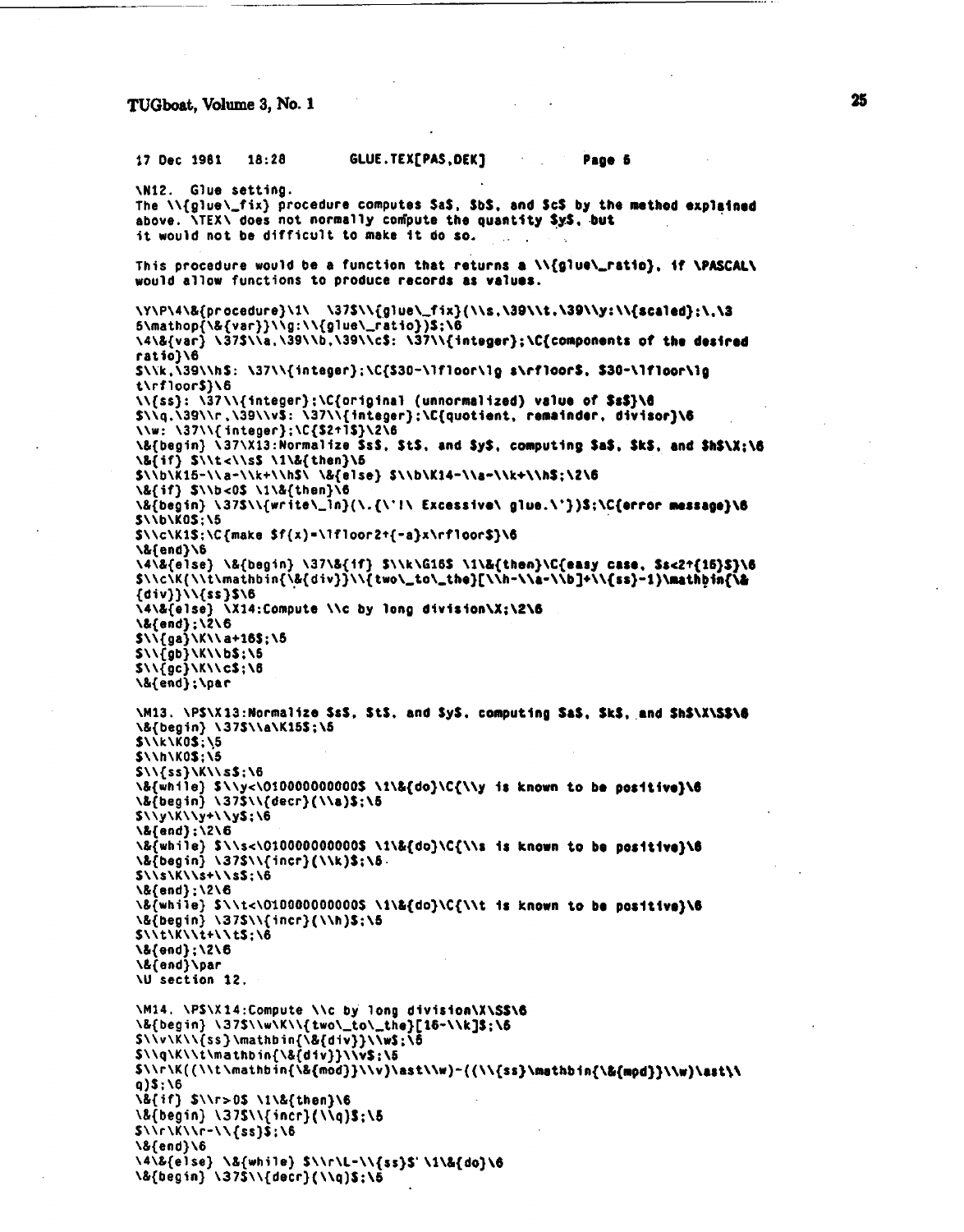```
17 Dec 1981   18:28        GLUE.TEX[PAS,DEK]            Page 6

\N12.  Glue setting.
The \\{glue\_fix} procedure computes $a$, $b$, and $c$ by the method explained
above. \TEX\ does not normally compute the quantity $y$, but
it would not be difficult to make it do so.

This procedure would be a function that returns a \\{glue\_ratio}, if \PASCAL\
would allow functions to produce records as values.

\Y\P\4\&{procedure}\1\  \37$\\{glue\_fix}(\\s,\39\\t,\39\\y:\\{scaled};\,\3
5\mathop{\&{var}}\\g:\\{glue\_ratio})$;\6
\4\&{var} \37$\\a,\39\\b,\39\\c$: \37\\{integer};\C{components of the desired
ratio}\6
$\\k,\39\\h$: \37\\{integer};\C{$30-\lfloor\lg s\rfloor$, $30-\lfloor\lg
t\rfloor$}\6
\\{ss}: \37\\{integer};\C{original (unnormalized) value of $s$}\6
$\\q,\39\\r,\39\\v$: \37\\{integer};\C{quotient, remainder, divisor}\6
\\w: \37\\{integer};\C{$2↑1$}\2\6
\&{begin} \37\X13:Normalize $s$, $t$, and $y$, computing $a$, $k$, and $h$\X;\6
\&{if} $\\t<\\s$ \1\&{then}\6
$\\b\K15-\\a-\\k+\\h$\ \&{else} $\\b\K14-\\a-\\k+\\h$;\2\6
\&{if} $\\b<0$ \1\&{then}\6
\&{begin} \37$\\{write\_ln}(\.{\'!\ Excessive\ glue.\'})$;\C{error message}\6
$\\b\K0$;\5
$\\c\K1$;\C{make $f(x)=\lfloor2↑{-a}x\rfloor$}\6
\&{end}\6
\4\&{else} \&{begin} \37\&{if} $\\k\G16$ \1\&{then}\C{easy case, $s<2↑{15}$}\6
$\\c\K(\\t\mathbin{\&{div}}\\{two\_to\_the}[\\h-\\a-\\b]+\\{ss}-1)\mathbin{\&
{div}}\\{ss}$\6
\4\&{else} \X14:Compute \\c by long division\X;\2\6
\&{end};\2\6
$\\{ga}\K\\a+16$;\5
$\\{gb}\K\\b$;\5
$\\{gc}\K\\c$;\6
\&{end};\par

\M13. \P$\X13:Normalize $s$, $t$, and $y$, computing $a$, $k$, and $h$\X\S$\6
\&{begin} \37$\\a\K15$;\5
$\\k\K0$;\5
$\\h\K0$;\5
$\\{ss}\K\\s$;\6
\&{while} $\\y<\O10000000000$ \1\&{do}\C{\\y is known to be positive}\6
\&{begin} \37$\\{decr}(\\a)$;\5
$\\y\K\\y+\\y$;\6
\&{end};\2\6
\&{while} $\\s<\O10000000000$ \1\&{do}\C{\\s is known to be positive}\6
\&{begin} \37$\\{incr}(\\k)$;\5
$\\s\K\\s+\\s$;\6
\&{end};\2\6
\&{while} $\\t<\O10000000000$ \1\&{do}\C{\\t is known to be positive}\6
\&{begin} \37$\\{incr}(\\h)$;\5
$\\t\K\\t+\\t$;\6
\&{end};\2\6
\&{end}\par
\U section 12.

\M14. \P$\X14:Compute \\c by long division\X\S$\6
\&{begin} \37$\\w\K\\{two\_to\_the}[16-\\k]$;\5
$\\v\K\\{ss}\mathbin{\&{div}}\\w$;\5
$\\q\K\\t\mathbin{\&{div}}\\v$;\5
$\\r\K((\\t\mathbin{\&{mod}}\\v)\ast\\w)-((\\{ss}\mathbin{\&{mod}}\\w)\ast\\
q)$;\6
\&{if} $\\r>0$ \1\&{then}\6
\&{begin} \37$\\{incr}(\\q)$;\5
$\\r\K\\r-\\{ss}$;\6
\&{end}\6
\4\&{else} \&{while} $\\r\L-\\{ss}$ \1\&{do}\6
\&{begin} \37$\\{decr}(\\q)$;\5
```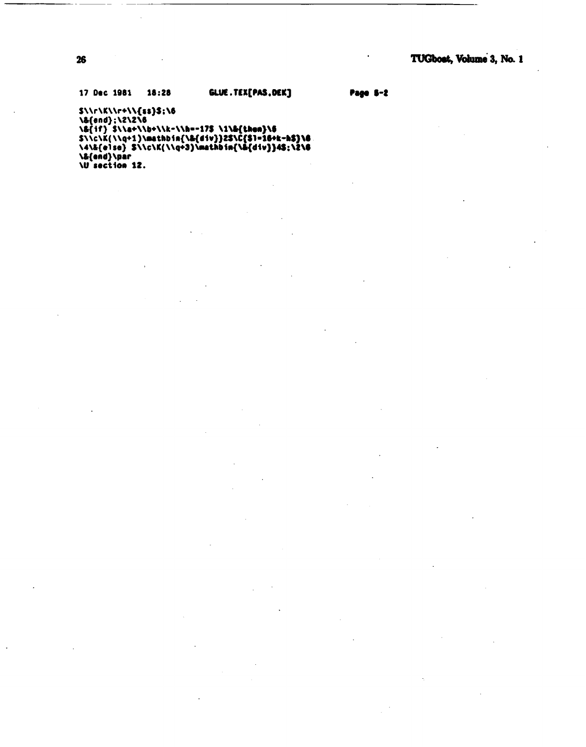17 Dec 1981    18:28    GLUE.TEX[PAS,DEK]    Page 8-2

```
$\\r\K\\r+\\{ss}$;\6
\&{end};\2\2\6
\&{if} $\\a+\\b+\\k-\\h=-17$ \1\&{then}\6
$\\c\K(\\q+1)\mathbin{\&{div}}2$\C{$1=16+k-h$}\6
\4\&{else} $\\c\K(\\q+3)\mathbin{\&{div}}4$;\2\6
\&{end}\par
\U section 12.
```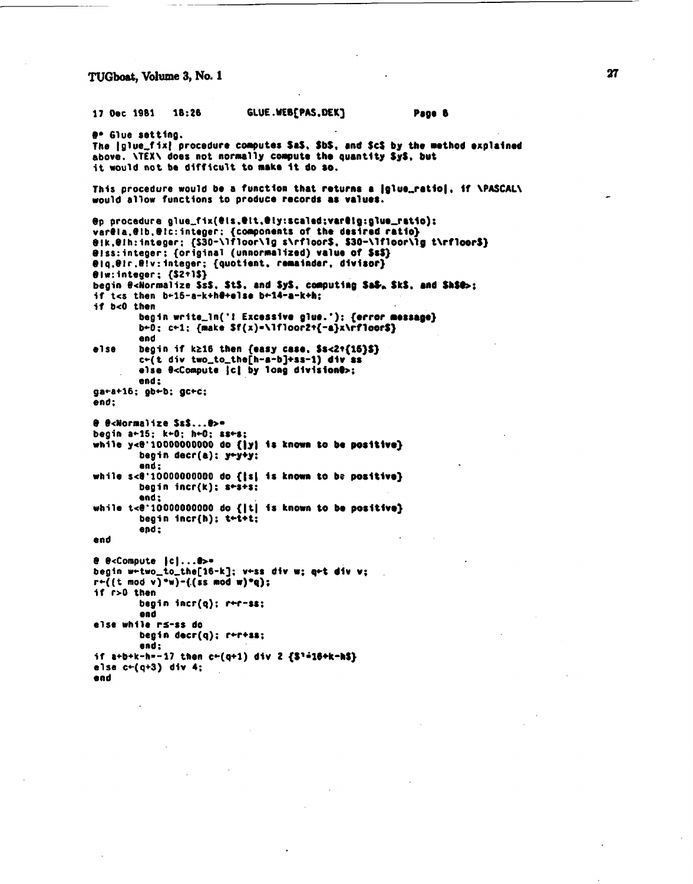```
17 Dec 1981   18:26        GLUE.WEB[PAS.DEK]            Page 8

@* Glue setting.
The |glue_fix| procedure computes $a$, $b$, and $c$ by the method explained
above. \TEX\ does not normally compute the quantity $y$, but
it would not be difficult to make it do so.

This procedure would be a function that returns a |glue_ratio|, if \PASCAL\
would allow functions to produce records as values.

@p procedure glue_fix(@!s,@!t,@!y:scaled;var@!g:glue_ratio);
var@!a,@!b,@!c:integer; {components of the desired ratio}
@!k,@!h:integer; {$30-\lfloor\lg s\rfloor$, $30-\lfloor\lg t\rfloor$}
@!ss:integer; {original (unnormalized) value of $s$}
@!q,@!r,@!v:integer; {quotient, remainder, divisor}
@!w:integer; {$2↑1$}
begin @<Normalize $s$, $t$, and $y$, computing $a$, $k$, and $h$@>;
if t<s then b←15-a-k+h@+else b←14-a-k+h;
if b<0 then
        begin write_ln('! Excessive glue.'); {error message}
        b←0; c←1; {make $f(x)=\lfloor2↑{-a}x\rfloor$}
        end
else    begin if k≥16 then {easy case, $s<2↑{15}$}
        c←(t div two_to_the[h-a-b]+ss-1) div ss
        else @<Compute |c| by long division@>;
        end;
ga←a+16; gb←b; gc←c;
end;

@ @<Normalize $s$...@>=
begin a←15; k←0; h←0; ss←s;
while y<@'10000000000 do {|y| is known to be positive}
        begin decr(a); y←y+y;
        end;
while s<@'10000000000 do {|s| is known to be positive}
        begin incr(k); s←s+s;
        end;
while t<@'10000000000 do {|t| is known to be positive}
        begin incr(h); t←t+t;
        end;
end

@ @<Compute |c|...@>=
begin w←two_to_the[16-k]; v←ss div w; q←t div v;
r←((t mod v)*w)-((ss mod w)*q);
if r>0 then
        begin incr(q); r←r-ss;
        end
else while r≤-ss do
        begin decr(q); r←r+ss;
        end;
if a+b+k-h=-17 then c←(q+1) div 2 {$1+16+k-h$}
else c←(q+3) div 4;
end
```